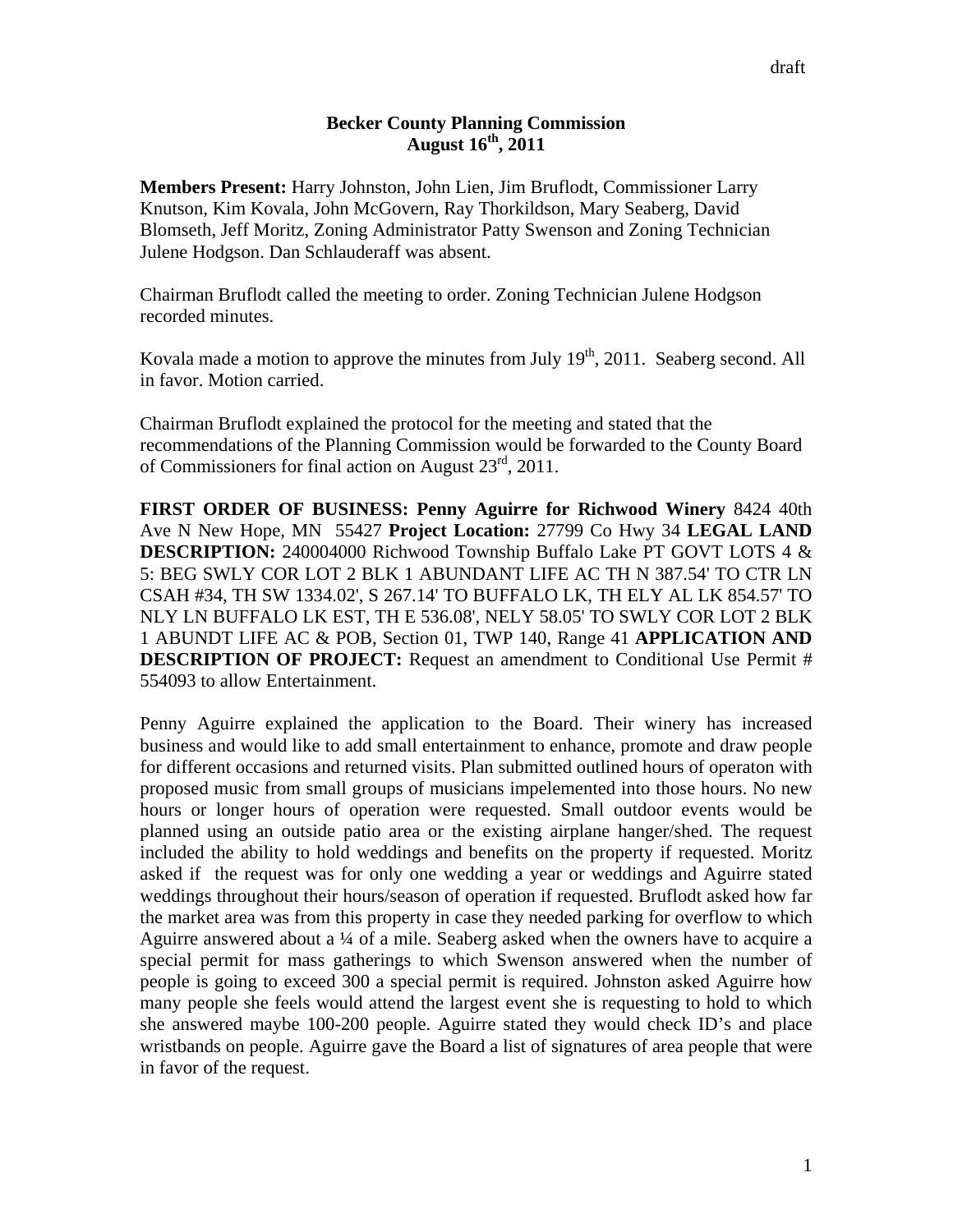draft

**Becker County Planning Commission**
**August 16th, 2011**

**Members Present:** Harry Johnston, John Lien, Jim Bruflodt, Commissioner Larry Knutson, Kim Kovala, John McGovern, Ray Thorkildson, Mary Seaberg, David Blomseth, Jeff Moritz, Zoning Administrator Patty Swenson and Zoning Technician Julene Hodgson. Dan Schlauderaff was absent.

Chairman Bruflodt called the meeting to order. Zoning Technician Julene Hodgson recorded minutes.

Kovala made a motion to approve the minutes from July 19th, 2011. Seaberg second. All in favor. Motion carried.

Chairman Bruflodt explained the protocol for the meeting and stated that the recommendations of the Planning Commission would be forwarded to the County Board of Commissioners for final action on August 23rd, 2011.

**FIRST ORDER OF BUSINESS: Penny Aguirre for Richwood Winery** 8424 40th Ave N New Hope, MN 55427 **Project Location:** 27799 Co Hwy 34 **LEGAL LAND DESCRIPTION:** 240004000 Richwood Township Buffalo Lake PT GOVT LOTS 4 & 5: BEG SWLY COR LOT 2 BLK 1 ABUNDANT LIFE AC TH N 387.54' TO CTR LN CSAH #34, TH SW 1334.02', S 267.14' TO BUFFALO LK, TH ELY AL LK 854.57' TO NLY LN BUFFALO LK EST, TH E 536.08', NELY 58.05' TO SWLY COR LOT 2 BLK 1 ABUNDT LIFE AC & POB, Section 01, TWP 140, Range 41 **APPLICATION AND DESCRIPTION OF PROJECT:** Request an amendment to Conditional Use Permit # 554093 to allow Entertainment.

Penny Aguirre explained the application to the Board. Their winery has increased business and would like to add small entertainment to enhance, promote and draw people for different occasions and returned visits. Plan submitted outlined hours of operaton with proposed music from small groups of musicians impelemented into those hours. No new hours or longer hours of operation were requested. Small outdoor events would be planned using an outside patio area or the existing airplane hanger/shed. The request included the ability to hold weddings and benefits on the property if requested. Moritz asked if the request was for only one wedding a year or weddings and Aguirre stated weddings throughout their hours/season of operation if requested. Bruflodt asked how far the market area was from this property in case they needed parking for overflow to which Aguirre answered about a ¼ of a mile. Seaberg asked when the owners have to acquire a special permit for mass gatherings to which Swenson answered when the number of people is going to exceed 300 a special permit is required. Johnston asked Aguirre how many people she feels would attend the largest event she is requesting to hold to which she answered maybe 100-200 people. Aguirre stated they would check ID's and place wristbands on people. Aguirre gave the Board a list of signatures of area people that were in favor of the request.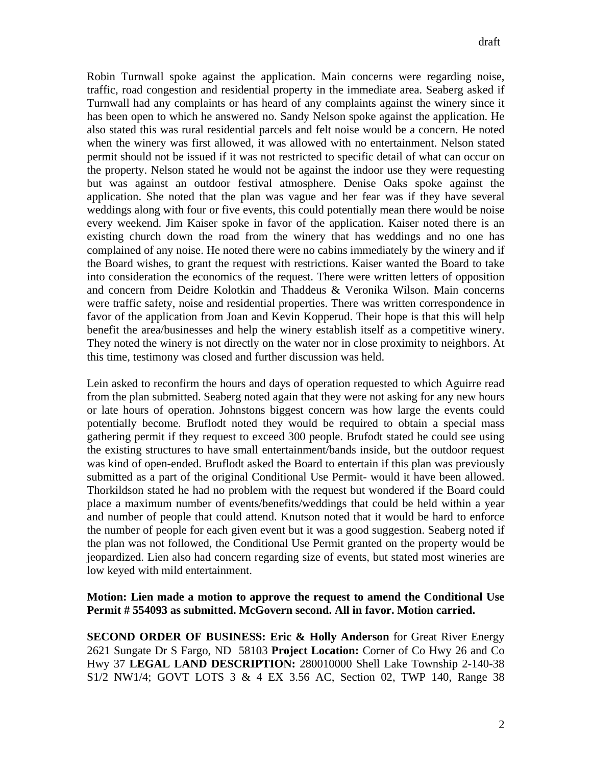Robin Turnwall spoke against the application. Main concerns were regarding noise, traffic, road congestion and residential property in the immediate area. Seaberg asked if Turnwall had any complaints or has heard of any complaints against the winery since it has been open to which he answered no. Sandy Nelson spoke against the application. He also stated this was rural residential parcels and felt noise would be a concern. He noted when the winery was first allowed, it was allowed with no entertainment. Nelson stated permit should not be issued if it was not restricted to specific detail of what can occur on the property. Nelson stated he would not be against the indoor use they were requesting but was against an outdoor festival atmosphere. Denise Oaks spoke against the application. She noted that the plan was vague and her fear was if they have several weddings along with four or five events, this could potentially mean there would be noise every weekend. Jim Kaiser spoke in favor of the application. Kaiser noted there is an existing church down the road from the winery that has weddings and no one has complained of any noise. He noted there were no cabins immediately by the winery and if the Board wishes, to grant the request with restrictions. Kaiser wanted the Board to take into consideration the economics of the request. There were written letters of opposition and concern from Deidre Kolotkin and Thaddeus & Veronika Wilson. Main concerns were traffic safety, noise and residential properties. There was written correspondence in favor of the application from Joan and Kevin Kopperud. Their hope is that this will help benefit the area/businesses and help the winery establish itself as a competitive winery. They noted the winery is not directly on the water nor in close proximity to neighbors. At this time, testimony was closed and further discussion was held.

Lein asked to reconfirm the hours and days of operation requested to which Aguirre read from the plan submitted. Seaberg noted again that they were not asking for any new hours or late hours of operation. Johnstons biggest concern was how large the events could potentially become. Bruflodt noted they would be required to obtain a special mass gathering permit if they request to exceed 300 people. Brufodt stated he could see using the existing structures to have small entertainment/bands inside, but the outdoor request was kind of open-ended. Bruflodt asked the Board to entertain if this plan was previously submitted as a part of the original Conditional Use Permit- would it have been allowed. Thorkildson stated he had no problem with the request but wondered if the Board could place a maximum number of events/benefits/weddings that could be held within a year and number of people that could attend. Knutson noted that it would be hard to enforce the number of people for each given event but it was a good suggestion. Seaberg noted if the plan was not followed, the Conditional Use Permit granted on the property would be jeopardized. Lien also had concern regarding size of events, but stated most wineries are low keyed with mild entertainment.

**Motion: Lien made a motion to approve the request to amend the Conditional Use Permit # 554093 as submitted. McGovern second. All in favor. Motion carried.**

**SECOND ORDER OF BUSINESS: Eric & Holly Anderson** for Great River Energy 2621 Sungate Dr S Fargo, ND 58103 **Project Location:** Corner of Co Hwy 26 and Co Hwy 37 **LEGAL LAND DESCRIPTION:** 280010000 Shell Lake Township 2-140-38 S1/2 NW1/4; GOVT LOTS 3 & 4 EX 3.56 AC, Section 02, TWP 140, Range 38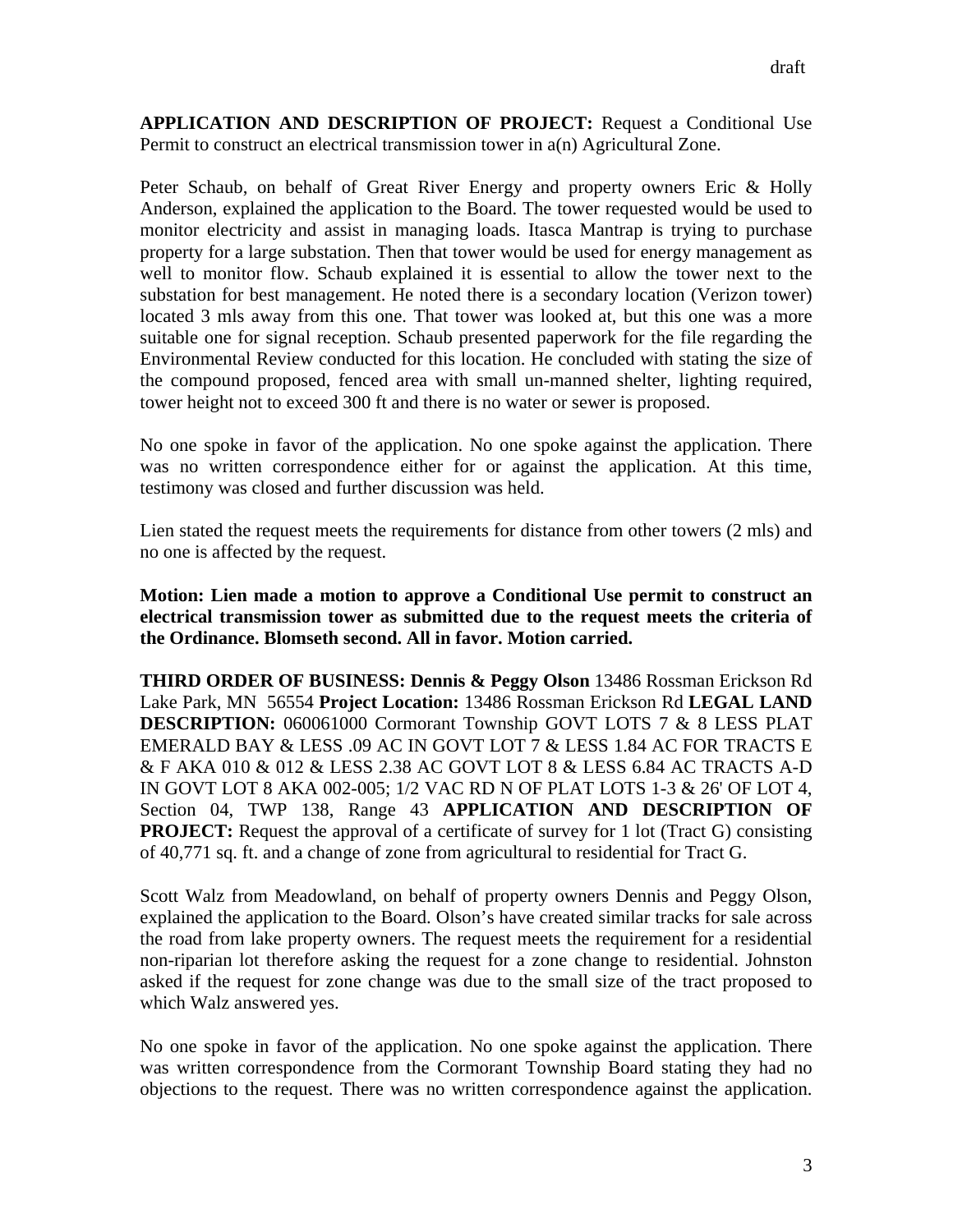draft

**APPLICATION AND DESCRIPTION OF PROJECT:** Request a Conditional Use Permit to construct an electrical transmission tower in a(n) Agricultural Zone.

Peter Schaub, on behalf of Great River Energy and property owners Eric & Holly Anderson, explained the application to the Board. The tower requested would be used to monitor electricity and assist in managing loads. Itasca Mantrap is trying to purchase property for a large substation. Then that tower would be used for energy management as well to monitor flow. Schaub explained it is essential to allow the tower next to the substation for best management. He noted there is a secondary location (Verizon tower) located 3 mls away from this one. That tower was looked at, but this one was a more suitable one for signal reception. Schaub presented paperwork for the file regarding the Environmental Review conducted for this location. He concluded with stating the size of the compound proposed, fenced area with small un-manned shelter, lighting required, tower height not to exceed 300 ft and there is no water or sewer is proposed.

No one spoke in favor of the application. No one spoke against the application. There was no written correspondence either for or against the application. At this time, testimony was closed and further discussion was held.

Lien stated the request meets the requirements for distance from other towers (2 mls) and no one is affected by the request.

**Motion: Lien made a motion to approve a Conditional Use permit to construct an electrical transmission tower as submitted due to the request meets the criteria of the Ordinance. Blomseth second. All in favor. Motion carried.**

**THIRD ORDER OF BUSINESS: Dennis & Peggy Olson** 13486 Rossman Erickson Rd Lake Park, MN 56554 **Project Location:** 13486 Rossman Erickson Rd **LEGAL LAND DESCRIPTION:** 060061000 Cormorant Township GOVT LOTS 7 & 8 LESS PLAT EMERALD BAY & LESS .09 AC IN GOVT LOT 7 & LESS 1.84 AC FOR TRACTS E & F AKA 010 & 012 & LESS 2.38 AC GOVT LOT 8 & LESS 6.84 AC TRACTS A-D IN GOVT LOT 8 AKA 002-005; 1/2 VAC RD N OF PLAT LOTS 1-3 & 26' OF LOT 4, Section 04, TWP 138, Range 43 **APPLICATION AND DESCRIPTION OF PROJECT:** Request the approval of a certificate of survey for 1 lot (Tract G) consisting of 40,771 sq. ft. and a change of zone from agricultural to residential for Tract G.

Scott Walz from Meadowland, on behalf of property owners Dennis and Peggy Olson, explained the application to the Board. Olson's have created similar tracks for sale across the road from lake property owners. The request meets the requirement for a residential non-riparian lot therefore asking the request for a zone change to residential. Johnston asked if the request for zone change was due to the small size of the tract proposed to which Walz answered yes.

No one spoke in favor of the application. No one spoke against the application. There was written correspondence from the Cormorant Township Board stating they had no objections to the request. There was no written correspondence against the application.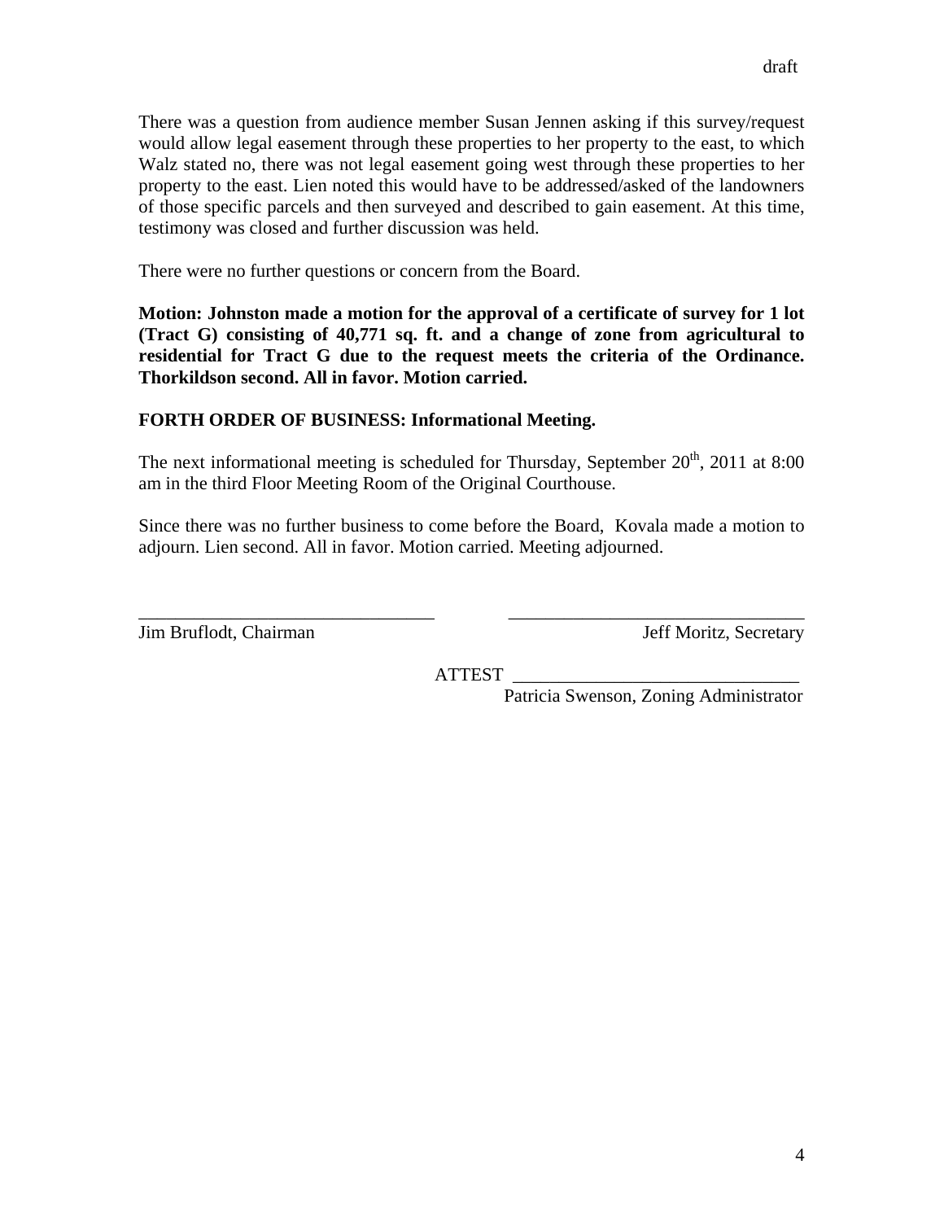draft

There was a question from audience member Susan Jennen asking if this survey/request would allow legal easement through these properties to her property to the east, to which Walz stated no, there was not legal easement going west through these properties to her property to the east. Lien noted this would have to be addressed/asked of the landowners of those specific parcels and then surveyed and described to gain easement. At this time, testimony was closed and further discussion was held.

There were no further questions or concern from the Board.

**Motion: Johnston made a motion for the approval of a certificate of survey for 1 lot (Tract G) consisting of 40,771 sq. ft. and a change of zone from agricultural to residential for Tract G due to the request meets the criteria of the Ordinance. Thorkildson second. All in favor. Motion carried.**

**FORTH ORDER OF BUSINESS: Informational Meeting.**

The next informational meeting is scheduled for Thursday, September 20th, 2011 at 8:00 am in the third Floor Meeting Room of the Original Courthouse.

Since there was no further business to come before the Board, Kovala made a motion to adjourn. Lien second. All in favor. Motion carried. Meeting adjourned.

________________________________ ________________________________

Jim Bruflodt, Chairman Jeff Moritz, Secretary

ATTEST ______________________________

Patricia Swenson, Zoning Administrator